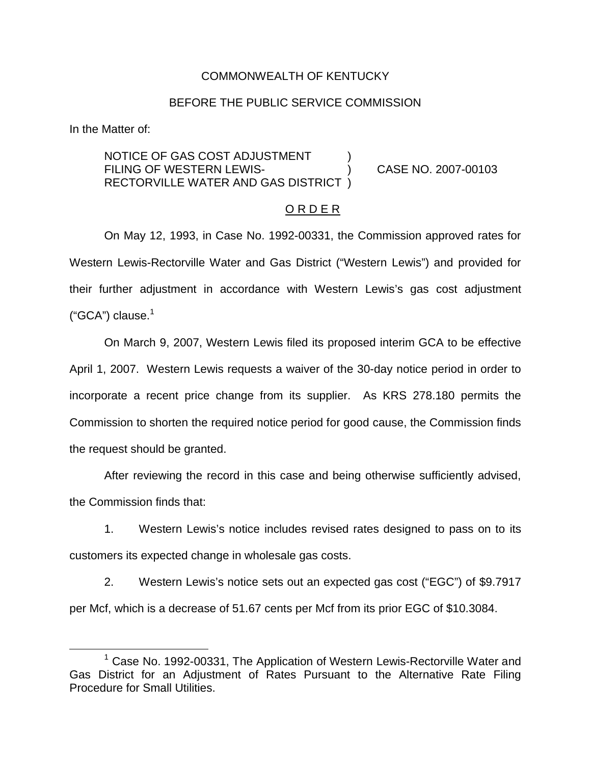COMMONWEALTH OF KENTUCKY

BEFORE THE PUBLIC SERVICE COMMISSION

In the Matter of:

NOTICE OF GAS COST ADJUSTMENT FILING OF WESTERN LEWIS-RECTORVILLE WATER AND GAS DISTRICT ) CASE NO. 2007-00103

O R D E R

On May 12, 1993, in Case No. 1992-00331, the Commission approved rates for Western Lewis-Rectorville Water and Gas District ("Western Lewis") and provided for their further adjustment in accordance with Western Lewis's gas cost adjustment ("GCA") clause.[1]

On March 9, 2007, Western Lewis filed its proposed interim GCA to be effective April 1, 2007. Western Lewis requests a waiver of the 30-day notice period in order to incorporate a recent price change from its supplier. As KRS 278.180 permits the Commission to shorten the required notice period for good cause, the Commission finds the request should be granted.

After reviewing the record in this case and being otherwise sufficiently advised, the Commission finds that:

1. Western Lewis's notice includes revised rates designed to pass on to its customers its expected change in wholesale gas costs.

2. Western Lewis's notice sets out an expected gas cost ("EGC") of $9.7917 per Mcf, which is a decrease of 51.67 cents per Mcf from its prior EGC of $10.3084.

[1] Case No. 1992-00331, The Application of Western Lewis-Rectorville Water and Gas District for an Adjustment of Rates Pursuant to the Alternative Rate Filing Procedure for Small Utilities.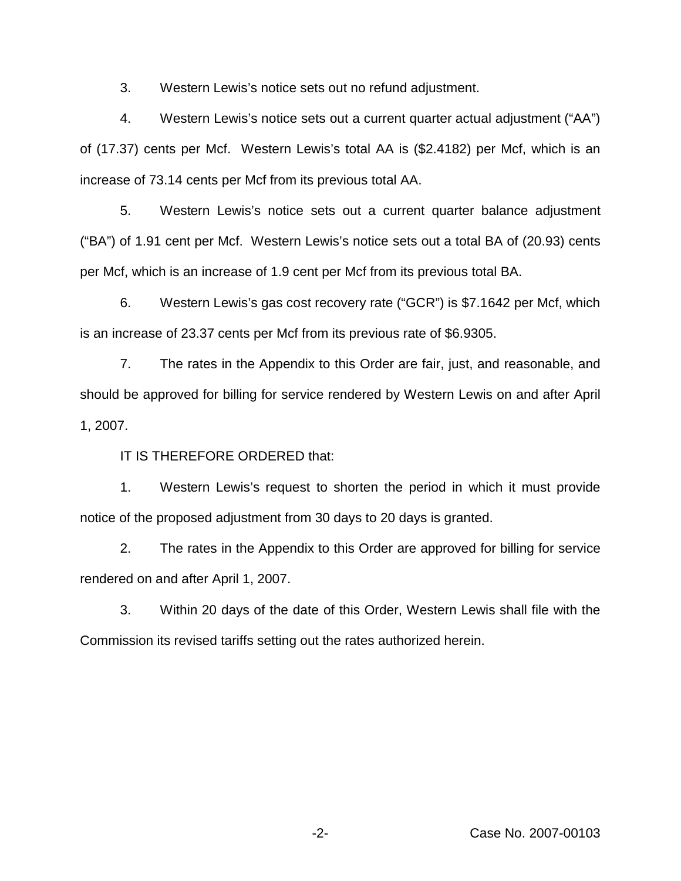3. Western Lewis's notice sets out no refund adjustment.

4. Western Lewis's notice sets out a current quarter actual adjustment ("AA") of (17.37) cents per Mcf. Western Lewis's total AA is ($2.4182) per Mcf, which is an increase of 73.14 cents per Mcf from its previous total AA.

5. Western Lewis's notice sets out a current quarter balance adjustment ("BA") of 1.91 cent per Mcf. Western Lewis's notice sets out a total BA of (20.93) cents per Mcf, which is an increase of 1.9 cent per Mcf from its previous total BA.

6. Western Lewis's gas cost recovery rate ("GCR") is $7.1642 per Mcf, which is an increase of 23.37 cents per Mcf from its previous rate of $6.9305.

7. The rates in the Appendix to this Order are fair, just, and reasonable, and should be approved for billing for service rendered by Western Lewis on and after April 1, 2007.

IT IS THEREFORE ORDERED that:

1. Western Lewis's request to shorten the period in which it must provide notice of the proposed adjustment from 30 days to 20 days is granted.

2. The rates in the Appendix to this Order are approved for billing for service rendered on and after April 1, 2007.

3. Within 20 days of the date of this Order, Western Lewis shall file with the Commission its revised tariffs setting out the rates authorized herein.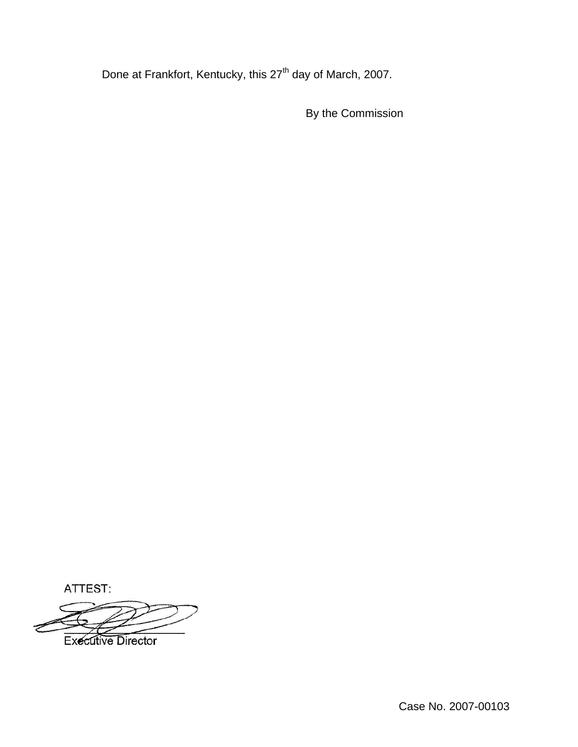Done at Frankfort, Kentucky, this 27th day of March, 2007.

By the Commission

ATTEST:

Executive Director

Case No. 2007-00103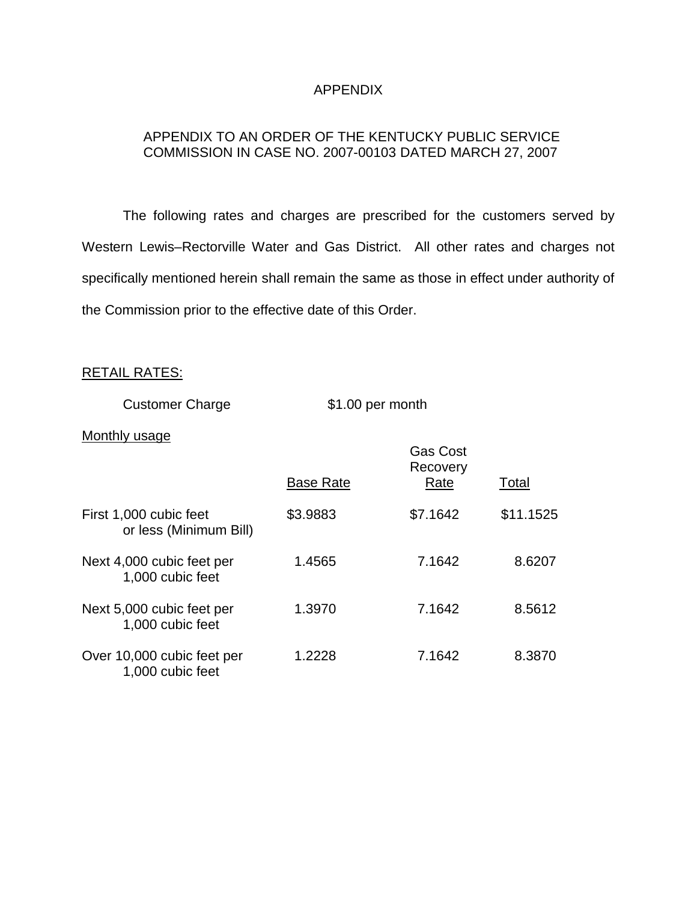# APPENDIX

APPENDIX TO AN ORDER OF THE KENTUCKY PUBLIC SERVICE COMMISSION IN CASE NO. 2007-00103 DATED MARCH 27, 2007

The following rates and charges are prescribed for the customers served by Western Lewis–Rectorville Water and Gas District. All other rates and charges not specifically mentioned herein shall remain the same as those in effect under authority of the Commission prior to the effective date of this Order.

RETAIL RATES:

Customer Charge $1.00 per month

Monthly usage

| | Base Rate | Gas Cost Recovery Rate | Total |
|---|---|---|---|
| First 1,000 cubic feet or less (Minimum Bill) | $3.9883 | $7.1642 | $11.1525 |
| Next 4,000 cubic feet per 1,000 cubic feet | 1.4565 | 7.1642 | 8.6207 |
| Next 5,000 cubic feet per 1,000 cubic feet | 1.3970 | 7.1642 | 8.5612 |
| Over 10,000 cubic feet per 1,000 cubic feet | 1.2228 | 7.1642 | 8.3870 |